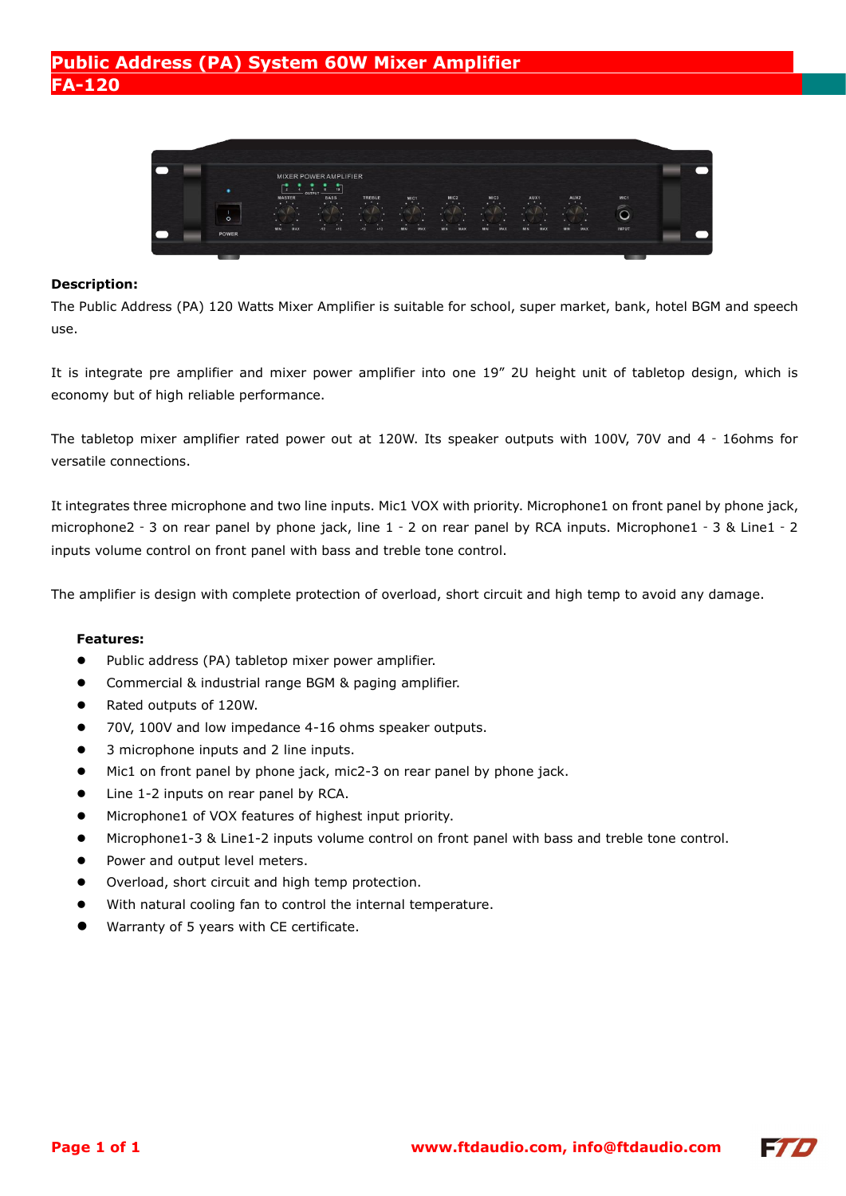# Public Address (PA) System 60W Mixer Amplifier
# FA-120

**Description:**

The Public Address (PA) 120 Watts Mixer Amplifier is suitable for school, super market, bank, hotel BGM and speech use.

It is integrate pre amplifier and mixer power amplifier into one 19" 2U height unit of tabletop design, which is economy but of high reliable performance.

The tabletop mixer amplifier rated power out at 120W. Its speaker outputs with 100V, 70V and 4 - 16ohms for versatile connections.

It integrates three microphone and two line inputs. Mic1 VOX with priority. Microphone1 on front panel by phone jack, microphone2 - 3 on rear panel by phone jack, line 1 - 2 on rear panel by RCA inputs. Microphone1 - 3 & Line1 - 2 inputs volume control on front panel with bass and treble tone control.

The amplifier is design with complete protection of overload, short circuit and high temp to avoid any damage.

**Features:**

- Public address (PA) tabletop mixer power amplifier.
- Commercial & industrial range BGM & paging amplifier.
- Rated outputs of 120W.
- 70V, 100V and low impedance 4-16 ohms speaker outputs.
- 3 microphone inputs and 2 line inputs.
- Mic1 on front panel by phone jack, mic2-3 on rear panel by phone jack.
- Line 1-2 inputs on rear panel by RCA.
- Microphone1 of VOX features of highest input priority.
- Microphone1-3 & Line1-2 inputs volume control on front panel with bass and treble tone control.
- Power and output level meters.
- Overload, short circuit and high temp protection.
- With natural cooling fan to control the internal temperature.
- Warranty of 5 years with CE certificate.

www.ftdaudio.com, info@ftdaudio.com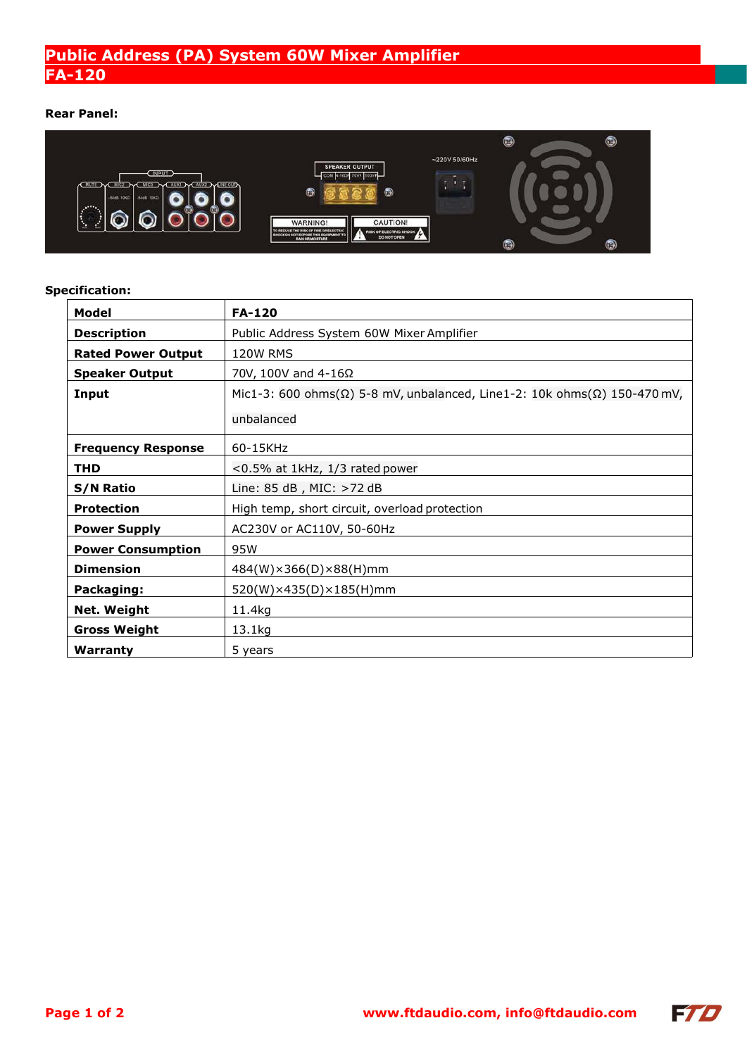# Public Address (PA) System 60W Mixer Amplifier
# FA-120

**Rear Panel:**

**Specification:**

| | |
|---|---|
| **Model** | **FA-120** |
| **Description** | Public Address System 60W Mixer Amplifier |
| **Rated Power Output** | 120W RMS |
| **Speaker Output** | 70V, 100V and 4-16Ω |
| **Input** | Mic1-3: 600 ohms(Ω) 5-8 mV, unbalanced, Line1-2: 10k ohms(Ω) 150-470 mV, unbalanced |
| **Frequency Response** | 60-15KHz |
| **THD** | <0.5% at 1kHz, 1/3 rated power |
| **S/N Ratio** | Line: 85 dB , MIC: >72 dB |
| **Protection** | High temp, short circuit, overload protection |
| **Power Supply** | AC230V or AC110V, 50-60Hz |
| **Power Consumption** | 95W |
| **Dimension** | 484(W)×366(D)×88(H)mm |
| **Packaging:** | 520(W)×435(D)×185(H)mm |
| **Net. Weight** | 11.4kg |
| **Gross Weight** | 13.1kg |
| **Warranty** | 5 years |

www.ftdaudio.com, info@ftdaudio.com